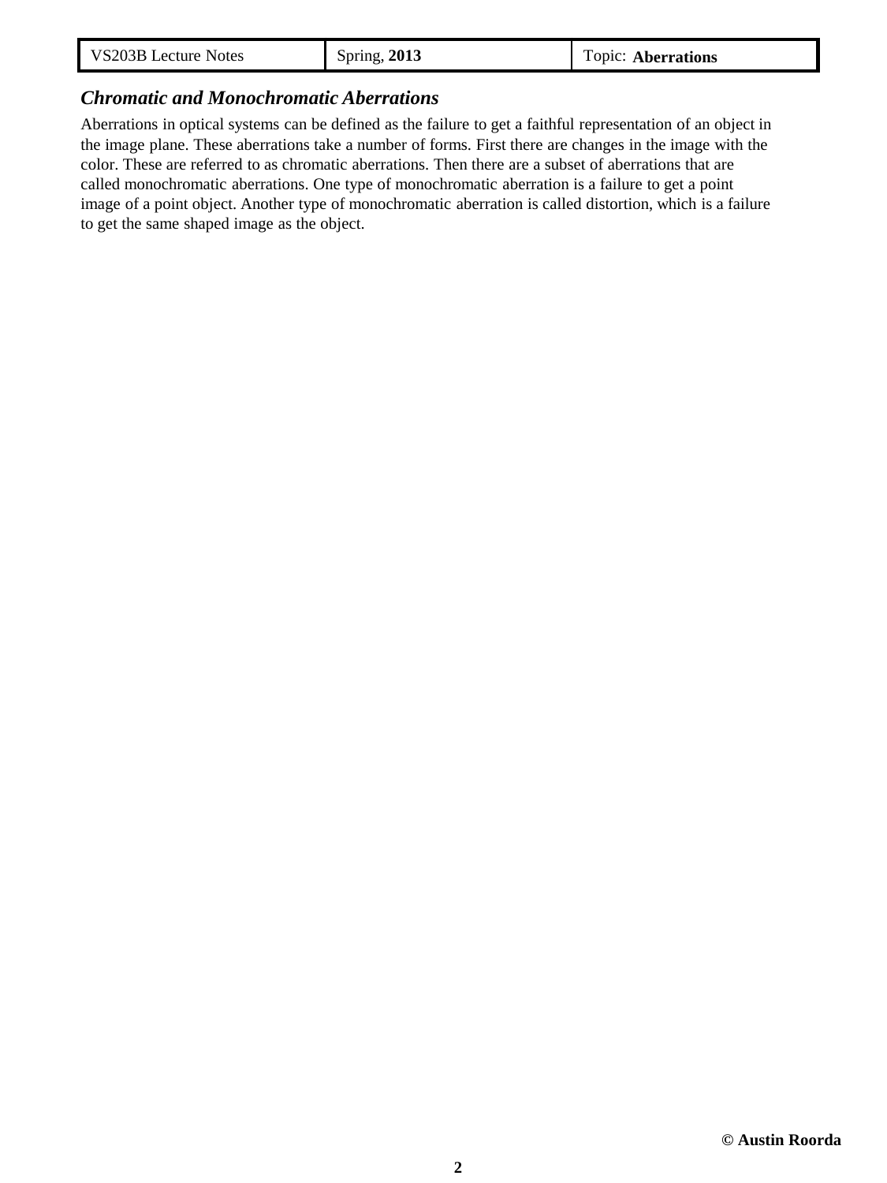## *Chromatic and Monochromatic Aberrations*

Aberrations in optical systems can be defined as the failure to get a faithful representation of an object in the image plane. These aberrations take a number of forms. First there are changes in the image with the color. These are referred to as chromatic aberrations. Then there are a subset of aberrations that are called monochromatic aberrations. One type of monochromatic aberration is a failure to get a point image of a point object. Another type of monochromatic aberration is called distortion, which is a failure to get the same shaped image as the object.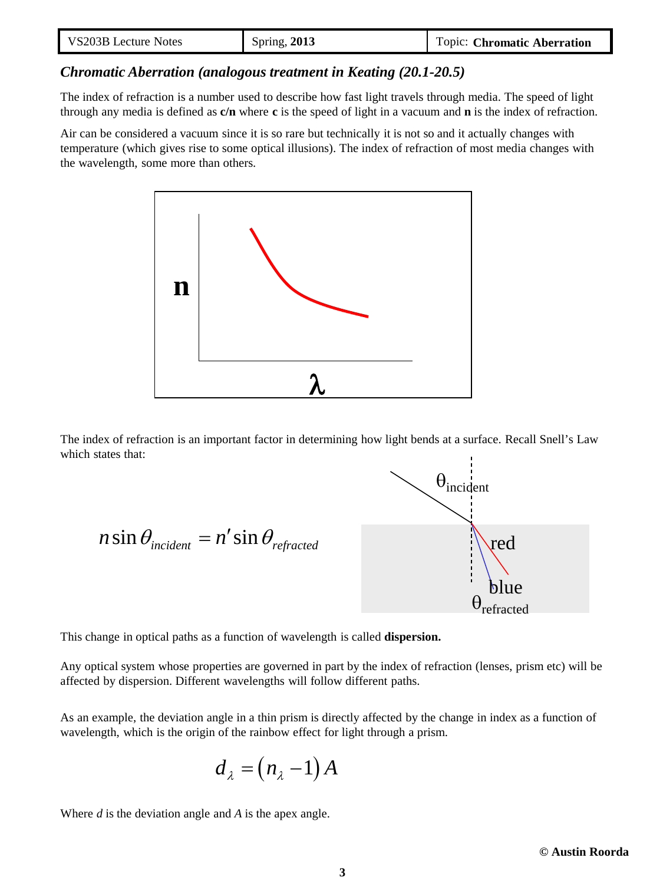### *Chromatic Aberration (analogous treatment in Keating (20.1-20.5)*

The index of refraction is a number used to describe how fast light travels through media. The speed of light through any media is defined as **c/n** where **c** is the speed of light in a vacuum and **n** is the index of refraction.

Air can be considered a vacuum since it is so rare but technically it is not so and it actually changes with temperature (which gives rise to some optical illusions). The index of refraction of most media changes with the wavelength, some more than others.

The index of refraction is an important factor in determining how light bends at a surface. Recall Snell's Law which states that:

$$n \sin \theta_{incident} = n' \sin \theta_{refracted}$$

This change in optical paths as a function of wavelength is called **dispersion.**

Any optical system whose properties are governed in part by the index of refraction (lenses, prism etc) will be affected by dispersion. Different wavelengths will follow different paths.

As an example, the deviation angle in a thin prism is directly affected by the change in index as a function of wavelength, which is the origin of the rainbow effect for light through a prism.

$$d_{\lambda} = \left(n_{\lambda} - 1\right) A$$

Where $d$ is the deviation angle and $A$ is the apex angle.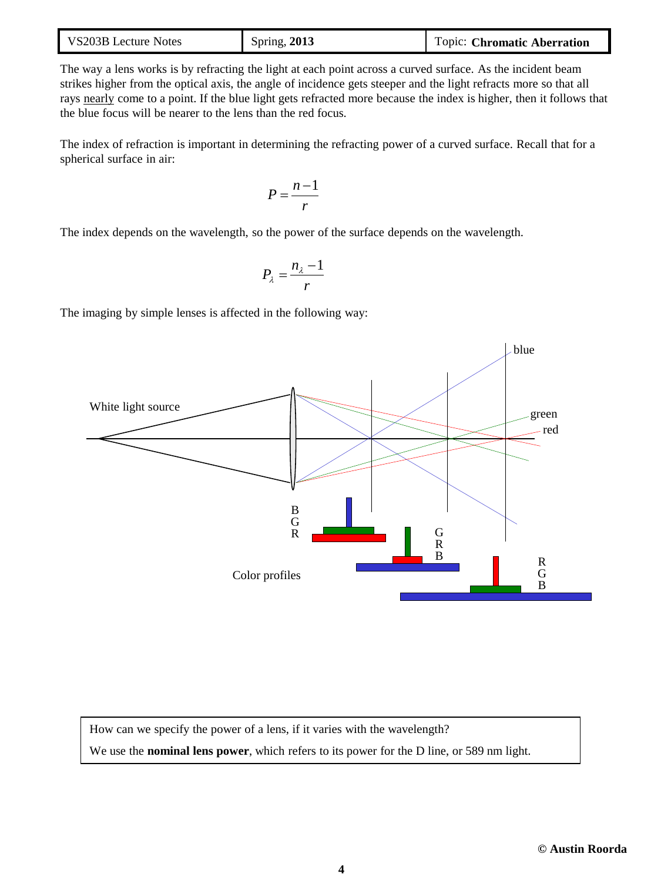The way a lens works is by refracting the light at each point across a curved surface. As the incident beam strikes higher from the optical axis, the angle of incidence gets steeper and the light refracts more so that all rays nearly come to a point. If the blue light gets refracted more because the index is higher, then it follows that the blue focus will be nearer to the lens than the red focus.

The index of refraction is important in determining the refracting power of a curved surface. Recall that for a spherical surface in air:

$$P = \frac{n-1}{r}$$

The index depends on the wavelength, so the power of the surface depends on the wavelength.

$$P_\lambda = \frac{n_\lambda - 1}{r}$$

The imaging by simple lenses is affected in the following way:

White light source

blue

green

red

B
G
R

G
R
B

R
G
B

Color profiles

How can we specify the power of a lens, if it varies with the wavelength?

We use the **nominal lens power**, which refers to its power for the D line, or 589 nm light.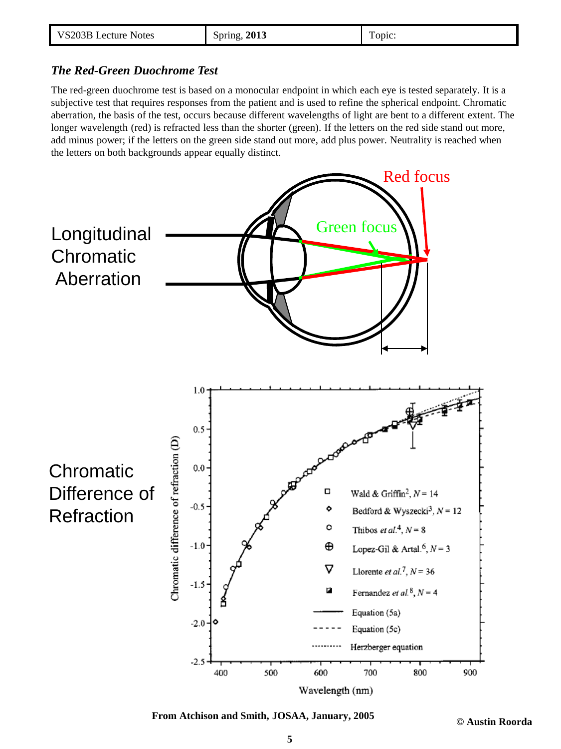### *The Red-Green Duochrome Test*

The red-green duochrome test is based on a monocular endpoint in which each eye is tested separately. It is a subjective test that requires responses from the patient and is used to refine the spherical endpoint. Chromatic aberration, the basis of the test, occurs because different wavelengths of light are bent to a different extent. The longer wavelength (red) is refracted less than the shorter (green). If the letters on the red side stand out more, add minus power; if the letters on the green side stand out more, add plus power. Neutrality is reached when the letters on both backgrounds appear equally distinct.

Longitudinal Chromatic Aberration

Chromatic Difference of Refraction

From Atchison and Smith, JOSAA, January, 2005

© Austin Roorda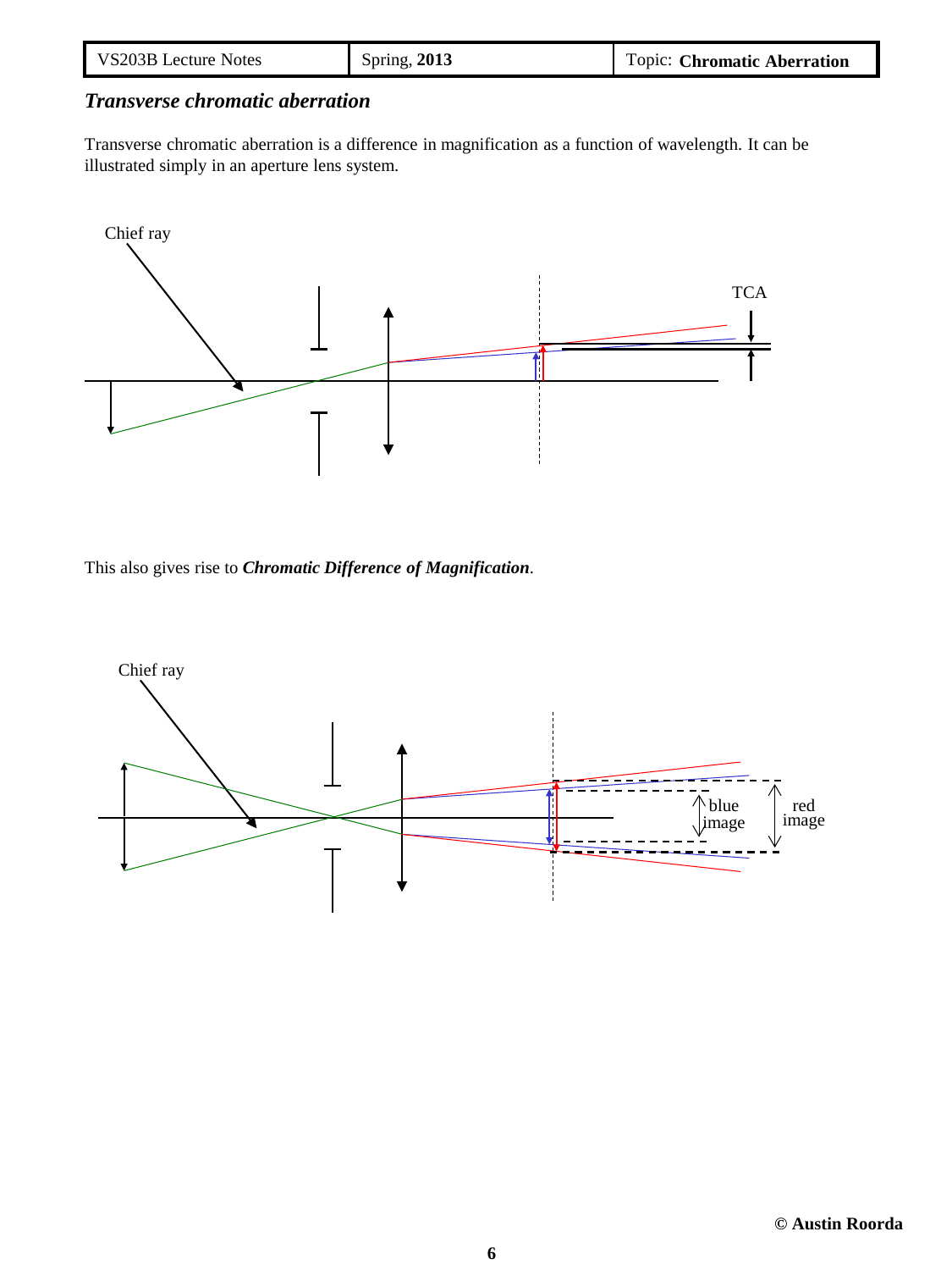### *Transverse chromatic aberration*

Transverse chromatic aberration is a difference in magnification as a function of wavelength. It can be illustrated simply in an aperture lens system.

This also gives rise to ***Chromatic Difference of Magnification***.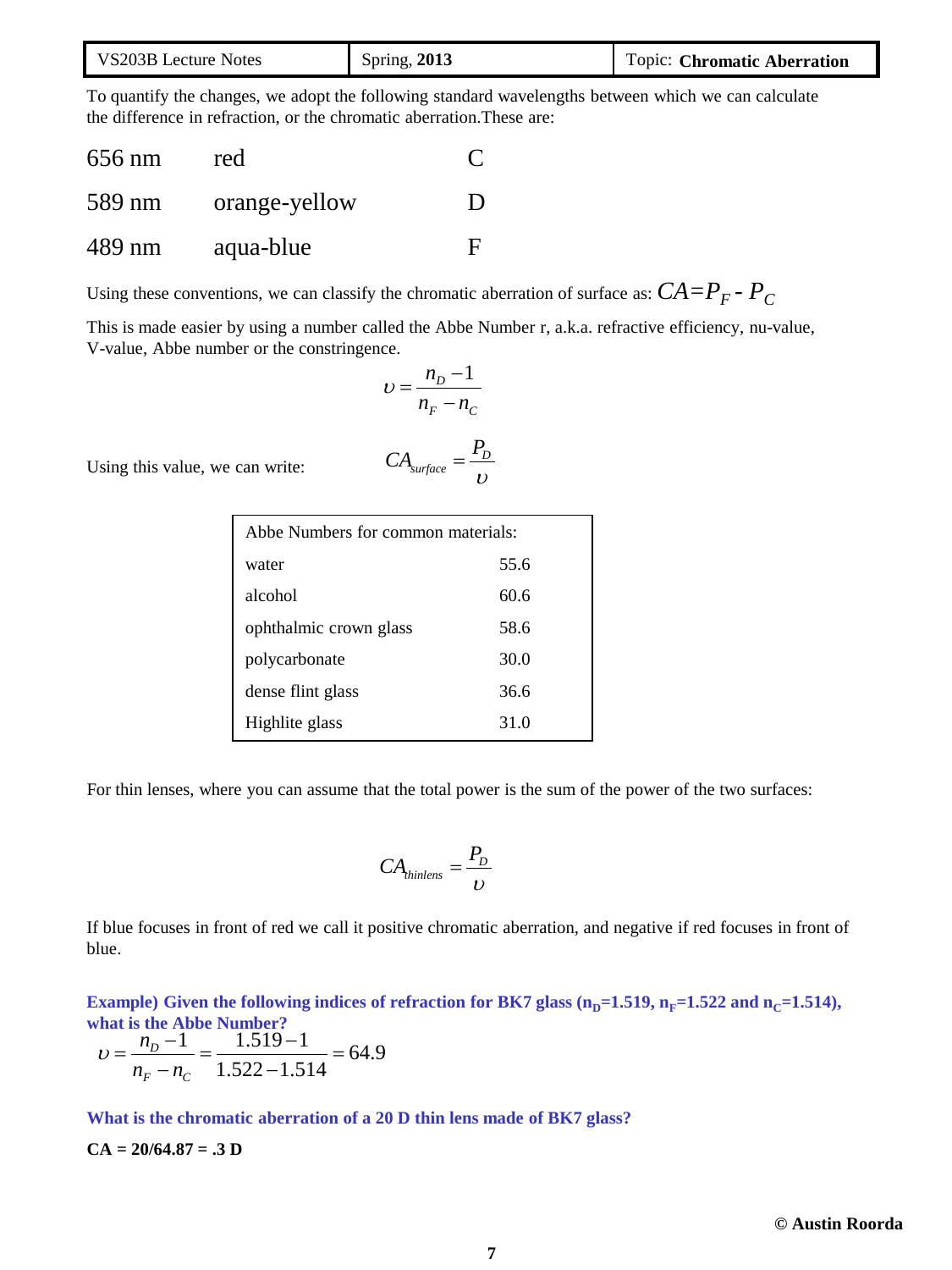To quantify the changes, we adopt the following standard wavelengths between which we can calculate the difference in refraction, or the chromatic aberration.These are:

| | | |
|---|---|---|
| 656 nm | red | C |
| 589 nm | orange-yellow | D |
| 489 nm | aqua-blue | F |

Using these conventions, we can classify the chromatic aberration of surface as: $CA = P_F - P_C$

This is made easier by using a number called the Abbe Number r, a.k.a. refractive efficiency, nu-value, V-value, Abbe number or the constringence.

$$\upsilon = \frac{n_D - 1}{n_F - n_C}$$

Using this value, we can write:

$$CA_{surface} = \frac{P_D}{\upsilon}$$

| Abbe Numbers for common materials: | |
|---|---|
| water | 55.6 |
| alcohol | 60.6 |
| ophthalmic crown glass | 58.6 |
| polycarbonate | 30.0 |
| dense flint glass | 36.6 |
| Highlite glass | 31.0 |

For thin lenses, where you can assume that the total power is the sum of the power of the two surfaces:

$$CA_{thinlens} = \frac{P_D}{\upsilon}$$

If blue focuses in front of red we call it positive chromatic aberration, and negative if red focuses in front of blue.

**Example) Given the following indices of refraction for BK7 glass ($n_D$=1.519, $n_F$=1.522 and $n_C$=1.514), what is the Abbe Number?**

$$\upsilon = \frac{n_D - 1}{n_F - n_C} = \frac{1.519 - 1}{1.522 - 1.514} = 64.9$$

**What is the chromatic aberration of a 20 D thin lens made of BK7 glass?**

**CA = 20/64.87 = .3 D**

© Austin Roorda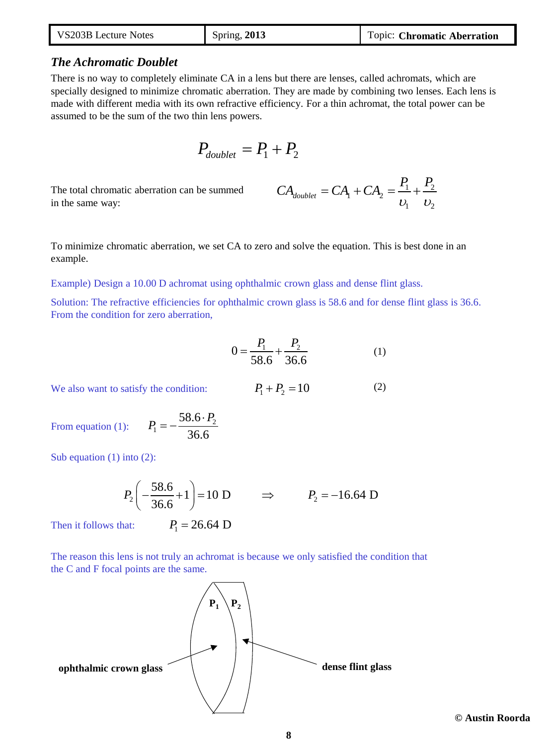### *The Achromatic Doublet*

There is no way to completely eliminate CA in a lens but there are lenses, called achromats, which are specially designed to minimize chromatic aberration. They are made by combining two lenses. Each lens is made with different media with its own refractive efficiency. For a thin achromat, the total power can be assumed to be the sum of the two thin lens powers.

$$P_{doublet} = P_1 + P_2$$

The total chromatic aberration can be summed in the same way:

$$CA_{doublet} = CA_1 + CA_2 = \frac{P_1}{\upsilon_1} + \frac{P_2}{\upsilon_2}$$

To minimize chromatic aberration, we set CA to zero and solve the equation. This is best done in an example.

Example) Design a 10.00 D achromat using ophthalmic crown glass and dense flint glass.

Solution: The refractive efficiencies for ophthalmic crown glass is 58.6 and for dense flint glass is 36.6. From the condition for zero aberration,

$$0 = \frac{P_1}{58.6} + \frac{P_2}{36.6} \qquad (1)$$

We also want to satisfy the condition: $P_1 + P_2 = 10 \qquad (2)$

From equation (1): $P_1 = -\frac{58.6 \cdot P_2}{36.6}$

Sub equation (1) into (2):

$$P_2\left(-\frac{58.6}{36.6} + 1\right) = 10 \text{ D} \qquad \Rightarrow \qquad P_2 = -16.64 \text{ D}$$

Then it follows that: $P_1 = 26.64$ D

The reason this lens is not truly an achromat is because we only satisfied the condition that the C and F focal points are the same.

**$P_1$** **$P_2$**

**ophthalmic crown glass** **dense flint glass**

**© Austin Roorda**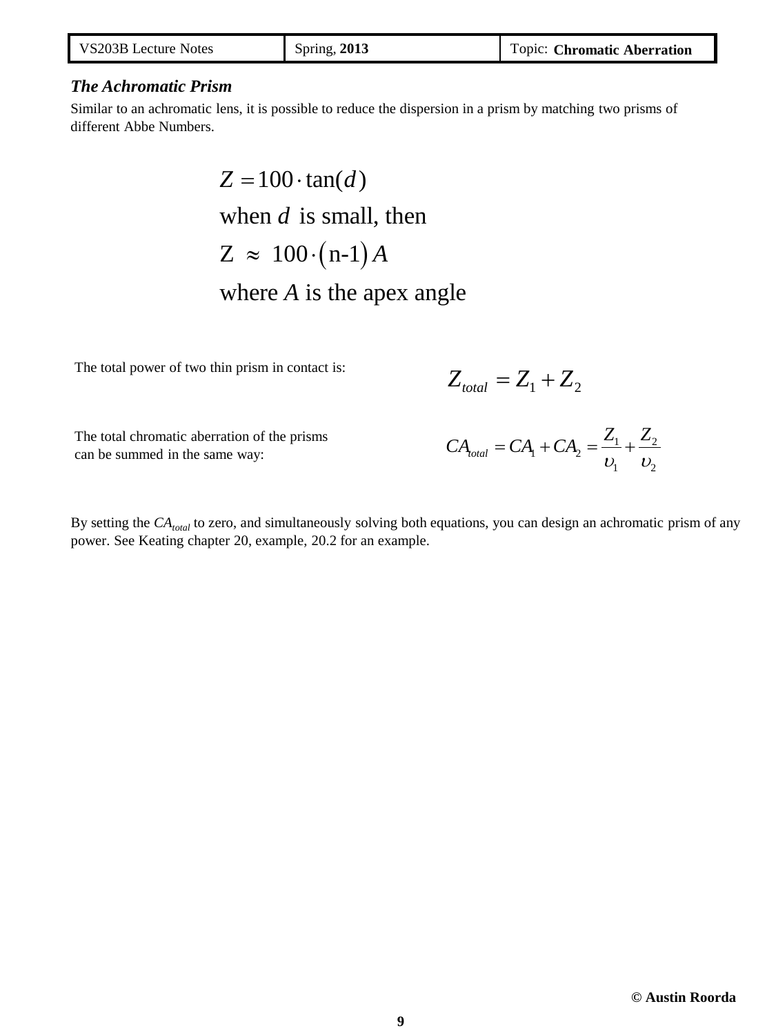### *The Achromatic Prism*

Similar to an achromatic lens, it is possible to reduce the dispersion in a prism by matching two prisms of different Abbe Numbers.

$$Z = 100 \cdot \tan(d)$$

when $d$ is small, then

$$\mathrm{Z} \approx 100 \cdot \left(\mathrm{n}\text{-}1\right) A$$

where $A$ is the apex angle

The total power of two thin prism in contact is:

$$Z_{total} = Z_1 + Z_2$$

The total chromatic aberration of the prisms can be summed in the same way:

$$CA_{total} = CA_1 + CA_2 = \frac{Z_1}{\upsilon_1} + \frac{Z_2}{\upsilon_2}$$

By setting the $CA_{total}$ to zero, and simultaneously solving both equations, you can design an achromatic prism of any power. See Keating chapter 20, example, 20.2 for an example.

© Austin Roorda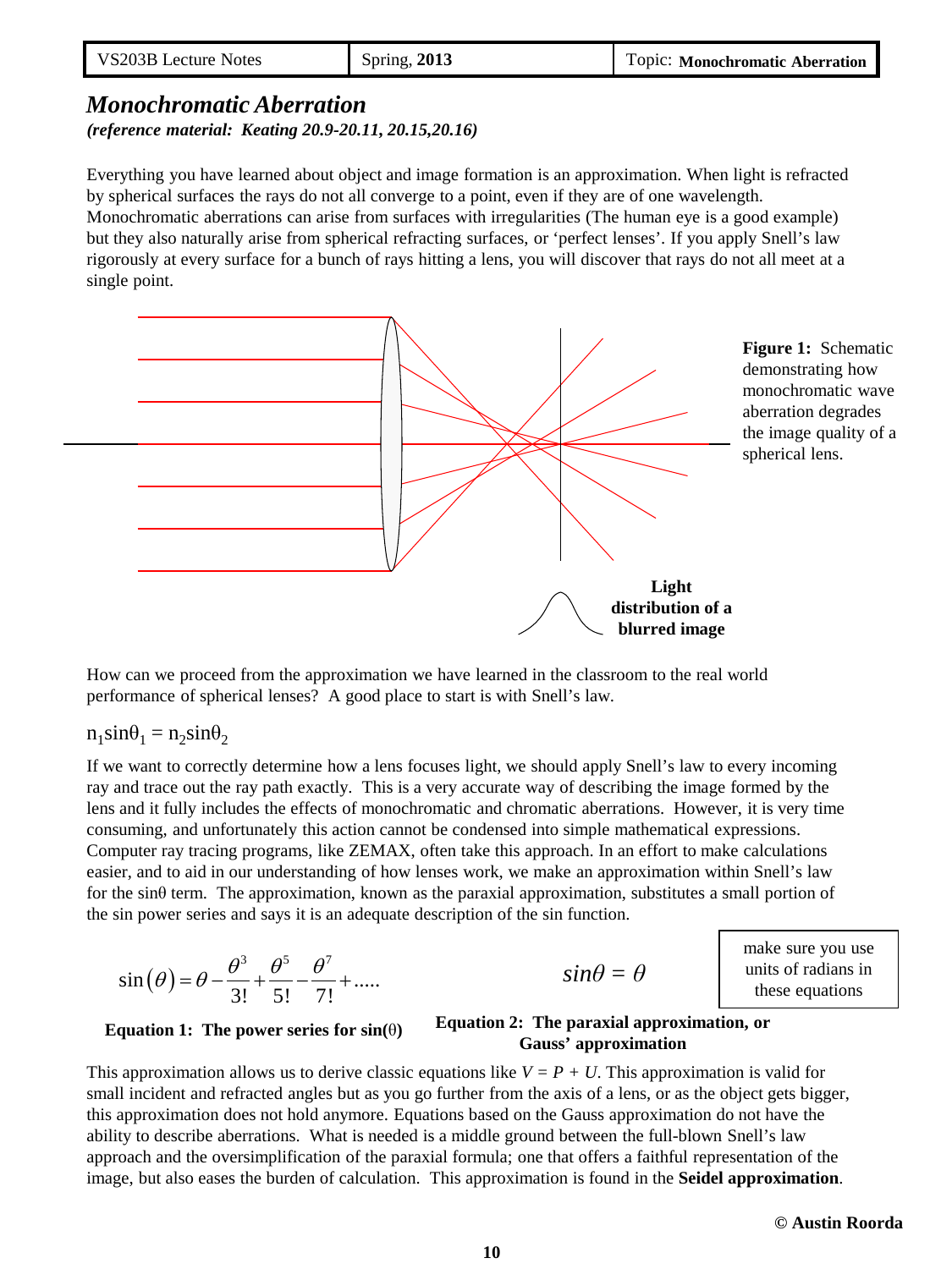# *Monochromatic Aberration*

***(reference material: Keating 20.9-20.11, 20.15,20.16)***

Everything you have learned about object and image formation is an approximation. When light is refracted by spherical surfaces the rays do not all converge to a point, even if they are of one wavelength. Monochromatic aberrations can arise from surfaces with irregularities (The human eye is a good example) but they also naturally arise from spherical refracting surfaces, or 'perfect lenses'. If you apply Snell's law rigorously at every surface for a bunch of rays hitting a lens, you will discover that rays do not all meet at a single point.

**Light distribution of a blurred image**

**Figure 1:** Schematic demonstrating how monochromatic wave aberration degrades the image quality of a spherical lens.

How can we proceed from the approximation we have learned in the classroom to the real world performance of spherical lenses? A good place to start is with Snell's law.

$n_1 \sin\theta_1 = n_2 \sin\theta_2$

If we want to correctly determine how a lens focuses light, we should apply Snell's law to every incoming ray and trace out the ray path exactly. This is a very accurate way of describing the image formed by the lens and it fully includes the effects of monochromatic and chromatic aberrations. However, it is very time consuming, and unfortunately this action cannot be condensed into simple mathematical expressions. Computer ray tracing programs, like ZEMAX, often take this approach. In an effort to make calculations easier, and to aid in our understanding of how lenses work, we make an approximation within Snell's law for the sinθ term. The approximation, known as the paraxial approximation, substitutes a small portion of the sin power series and says it is an adequate description of the sin function.

$$\sin(\theta) = \theta - \frac{\theta^3}{3!} + \frac{\theta^5}{5!} - \frac{\theta^7}{7!} + .....$$

**Equation 1: The power series for sin(θ)**

$$\sin\theta = \theta$$

**Equation 2: The paraxial approximation, or Gauss' approximation**

make sure you use units of radians in these equations

This approximation allows us to derive classic equations like $V = P + U$. This approximation is valid for small incident and refracted angles but as you go further from the axis of a lens, or as the object gets bigger, this approximation does not hold anymore. Equations based on the Gauss approximation do not have the ability to describe aberrations. What is needed is a middle ground between the full-blown Snell's law approach and the oversimplification of the paraxial formula; one that offers a faithful representation of the image, but also eases the burden of calculation. This approximation is found in the **Seidel approximation**.

**© Austin Roorda**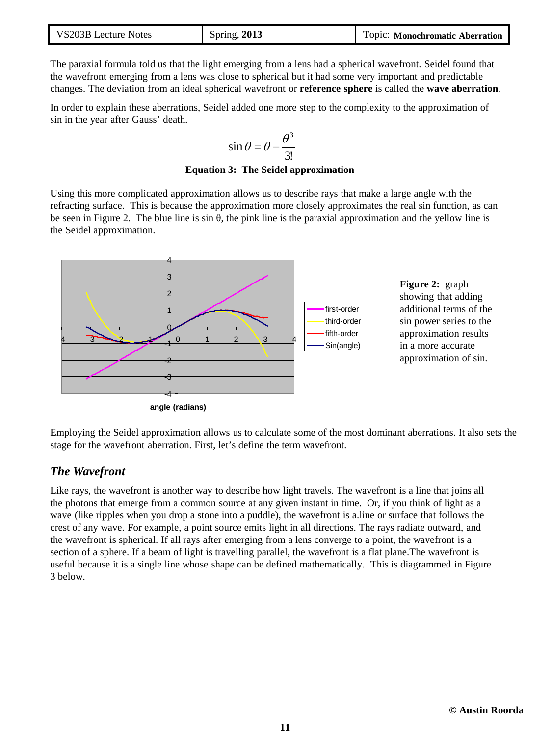The paraxial formula told us that the light emerging from a lens had a spherical wavefront. Seidel found that the wavefront emerging from a lens was close to spherical but it had some very important and predictable changes. The deviation from an ideal spherical wavefront or **reference sphere** is called the **wave aberration**.

In order to explain these aberrations, Seidel added one more step to the complexity to the approximation of sin in the year after Gauss' death.

$$\sin\theta = \theta - \frac{\theta^3}{3!}$$

**Equation 3: The Seidel approximation**

Using this more complicated approximation allows us to describe rays that make a large angle with the refracting surface. This is because the approximation more closely approximates the real sin function, as can be seen in Figure 2. The blue line is sin θ, the pink line is the paraxial approximation and the yellow line is the Seidel approximation.

**Figure 2:** graph showing that adding additional terms of the sin power series to the approximation results in a more accurate approximation of sin.

Employing the Seidel approximation allows us to calculate some of the most dominant aberrations. It also sets the stage for the wavefront aberration. First, let's define the term wavefront.

## *The Wavefront*

Like rays, the wavefront is another way to describe how light travels. The wavefront is a line that joins all the photons that emerge from a common source at any given instant in time. Or, if you think of light as a wave (like ripples when you drop a stone into a puddle), the wavefront is a.line or surface that follows the crest of any wave. For example, a point source emits light in all directions. The rays radiate outward, and the wavefront is spherical. If all rays after emerging from a lens converge to a point, the wavefront is a section of a sphere. If a beam of light is travelling parallel, the wavefront is a flat plane.The wavefront is useful because it is a single line whose shape can be defined mathematically. This is diagrammed in Figure 3 below.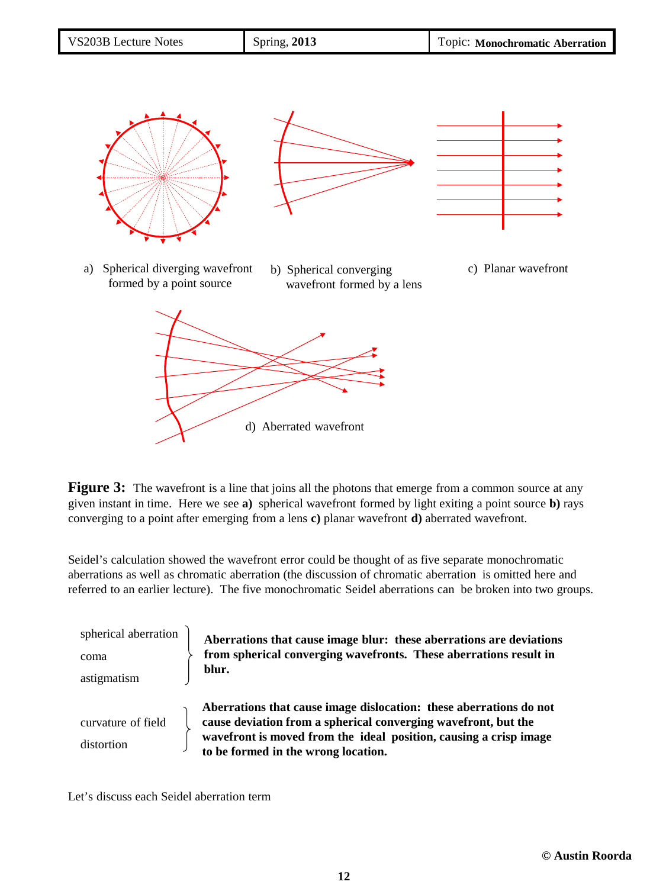a) Spherical diverging wavefront formed by a point source

b) Spherical converging wavefront formed by a lens

c) Planar wavefront

d) Aberrated wavefront

**Figure 3:** The wavefront is a line that joins all the photons that emerge from a common source at any given instant in time. Here we see **a)** spherical wavefront formed by light exiting a point source **b)** rays converging to a point after emerging from a lens **c)** planar wavefront **d)** aberrated wavefront.

Seidel's calculation showed the wavefront error could be thought of as five separate monochromatic aberrations as well as chromatic aberration (the discussion of chromatic aberration is omitted here and referred to an earlier lecture). The five monochromatic Seidel aberrations can be broken into two groups.

| Aberrations | Description |
|---|---|
| spherical aberration<br>coma<br>astigmatism | **Aberrations that cause image blur: these aberrations are deviations from spherical converging wavefronts. These aberrations result in blur.** |
| curvature of field<br>distortion | **Aberrations that cause image dislocation: these aberrations do not cause deviation from a spherical converging wavefront, but the wavefront is moved from the ideal position, causing a crisp image to be formed in the wrong location.** |

Let's discuss each Seidel aberration term

© Austin Roorda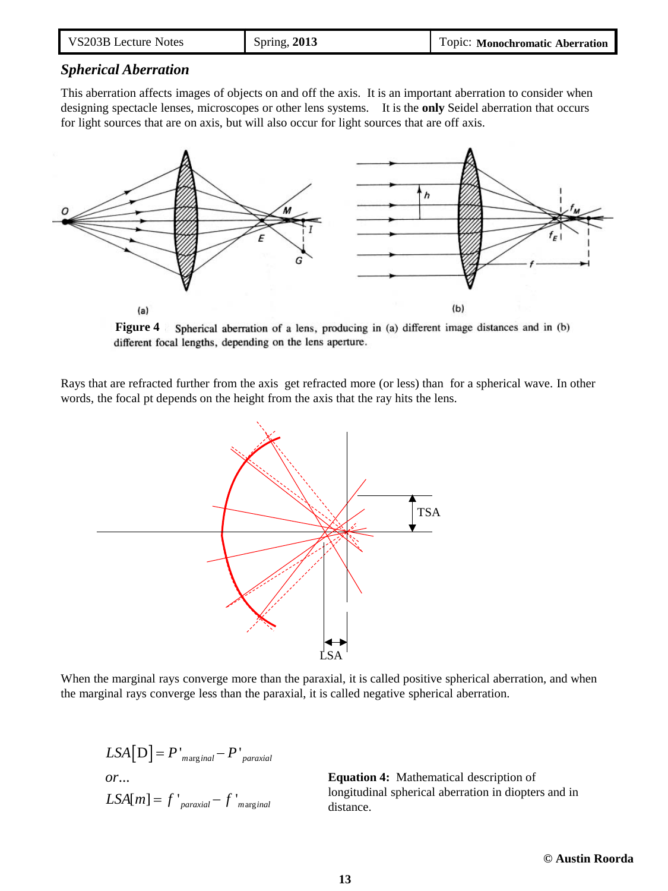## *Spherical Aberration*

This aberration affects images of objects on and off the axis. It is an important aberration to consider when designing spectacle lenses, microscopes or other lens systems. It is the **only** Seidel aberration that occurs for light sources that are on axis, but will also occur for light sources that are off axis.

**Figure 4** Spherical aberration of a lens, producing in (a) different image distances and in (b) different focal lengths, depending on the lens aperture.

Rays that are refracted further from the axis get refracted more (or less) than for a spherical wave. In other words, the focal pt depends on the height from the axis that the ray hits the lens.

When the marginal rays converge more than the paraxial, it is called positive spherical aberration, and when the marginal rays converge less than the paraxial, it is called negative spherical aberration.

$$LSA[\mathrm{D}] = P'_{marginal} - P'_{paraxial}$$

*or...*

$$LSA[m] = f'_{paraxial} - f'_{marginal}$$

**Equation 4:** Mathematical description of longitudinal spherical aberration in diopters and in distance.

**© Austin Roorda**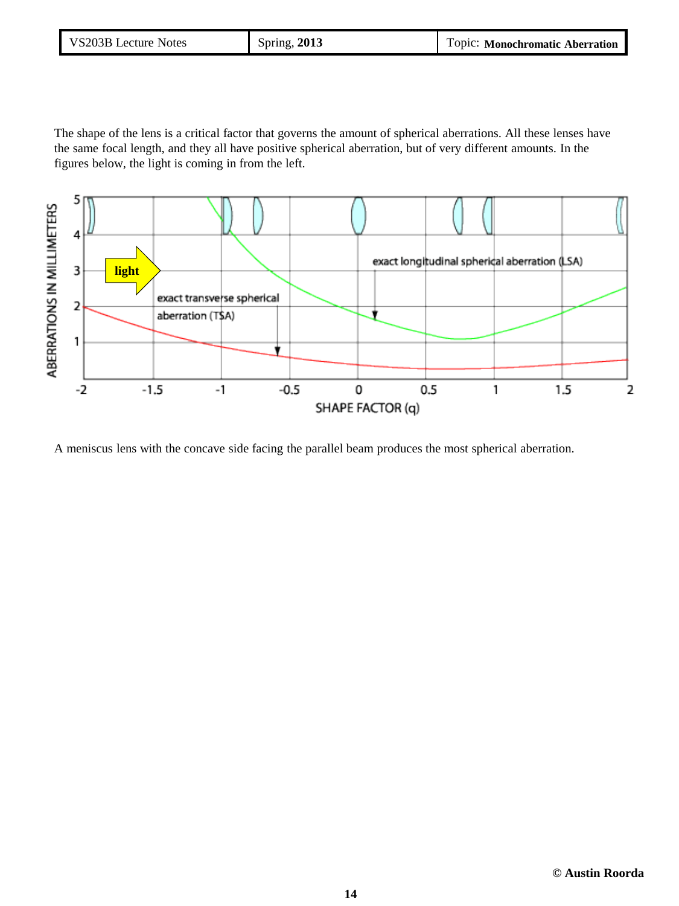The shape of the lens is a critical factor that governs the amount of spherical aberrations. All these lenses have the same focal length, and they all have positive spherical aberration, but of very different amounts. In the figures below, the light is coming in from the left.

A meniscus lens with the concave side facing the parallel beam produces the most spherical aberration.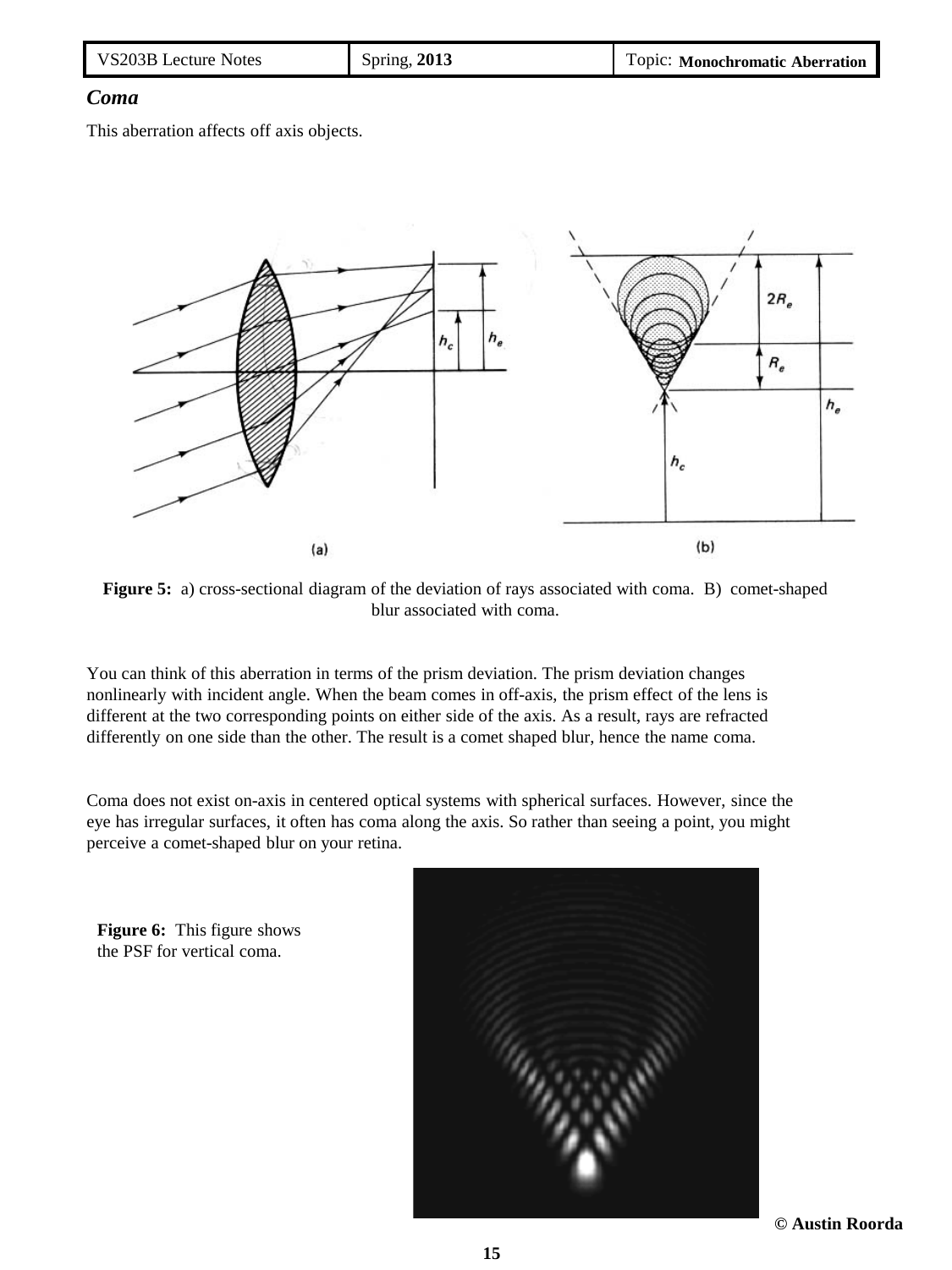***Coma***

This aberration affects off axis objects.

**Figure 5:** a) cross-sectional diagram of the deviation of rays associated with coma. B) comet-shaped blur associated with coma.

You can think of this aberration in terms of the prism deviation. The prism deviation changes nonlinearly with incident angle. When the beam comes in off-axis, the prism effect of the lens is different at the two corresponding points on either side of the axis. As a result, rays are refracted differently on one side than the other. The result is a comet shaped blur, hence the name coma.

Coma does not exist on-axis in centered optical systems with spherical surfaces. However, since the eye has irregular surfaces, it often has coma along the axis. So rather than seeing a point, you might perceive a comet-shaped blur on your retina.

**Figure 6:** This figure shows the PSF for vertical coma.

© Austin Roorda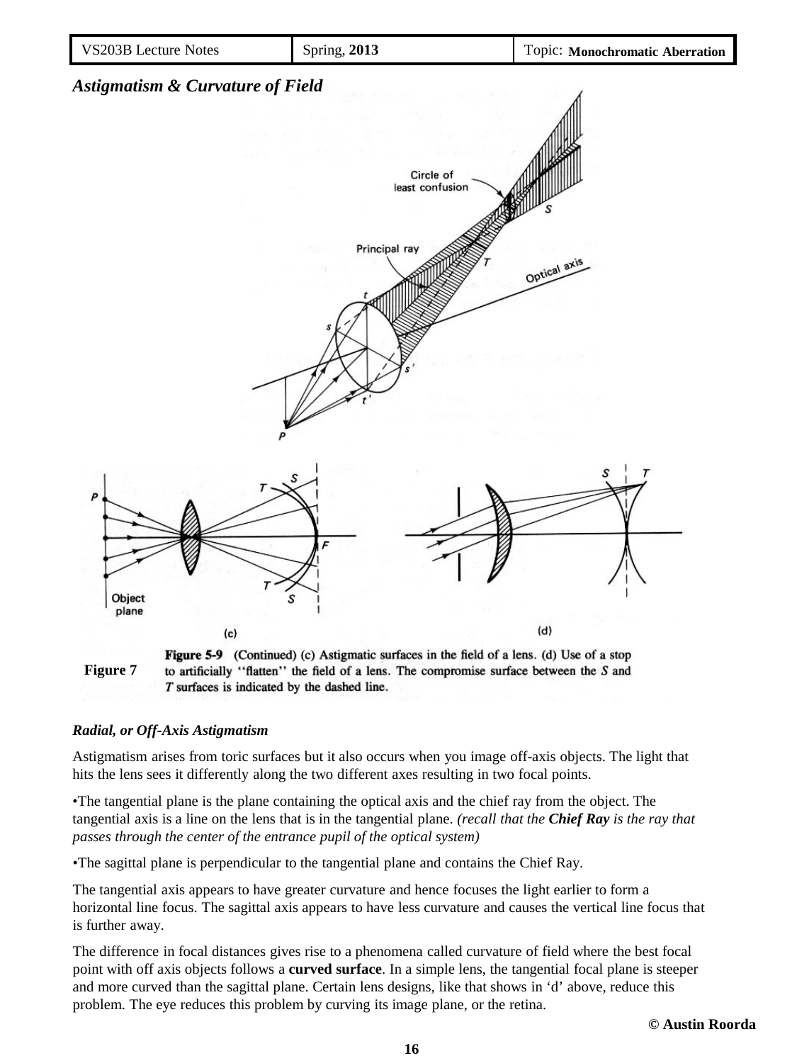***Astigmatism & Curvature of Field***

**Figure 7** **Figure 5-9** (Continued) (c) Astigmatic surfaces in the field of a lens. (d) Use of a stop to artificially "flatten" the field of a lens. The compromise surface between the *S* and *T* surfaces is indicated by the dashed line.

***Radial, or Off-Axis Astigmatism***

Astigmatism arises from toric surfaces but it also occurs when you image off-axis objects. The light that hits the lens sees it differently along the two different axes resulting in two focal points.

•The tangential plane is the plane containing the optical axis and the chief ray from the object. The tangential axis is a line on the lens that is in the tangential plane. *(recall that the **Chief Ray** is the ray that passes through the center of the entrance pupil of the optical system)*

•The sagittal plane is perpendicular to the tangential plane and contains the Chief Ray.

The tangential axis appears to have greater curvature and hence focuses the light earlier to form a horizontal line focus. The sagittal axis appears to have less curvature and causes the vertical line focus that is further away.

The difference in focal distances gives rise to a phenomena called curvature of field where the best focal point with off axis objects follows a **curved surface**. In a simple lens, the tangential focal plane is steeper and more curved than the sagittal plane. Certain lens designs, like that shows in 'd' above, reduce this problem. The eye reduces this problem by curving its image plane, or the retina.

**© Austin Roorda**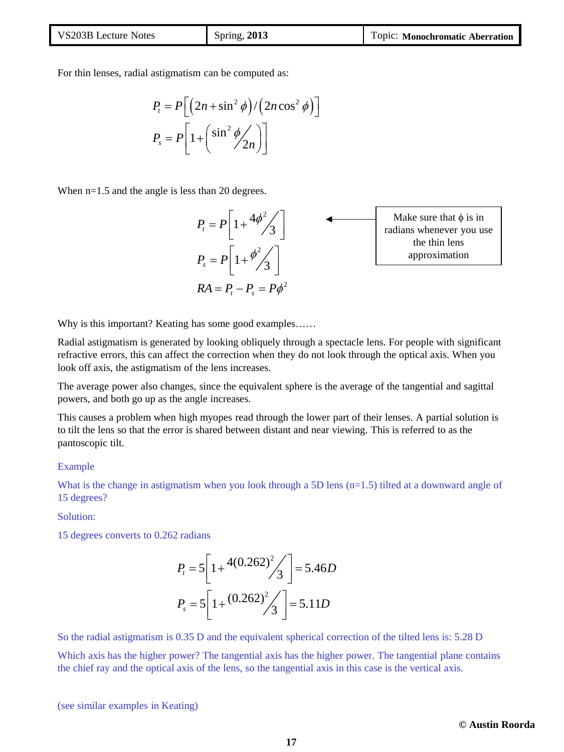For thin lenses, radial astigmatism can be computed as:

$$P_t = P\left[\left(2n + \sin^2\phi\right)/\left(2n\cos^2\phi\right)\right]$$

$$P_s = P\left[1 + \left(\sin^2\phi \big/ 2n\right)\right]$$

When n=1.5 and the angle is less than 20 degrees.

$$P_t = P\left[1 + 4\phi^2 \big/ 3\right]$$

$$P_s = P\left[1 + \phi^2 \big/ 3\right]$$

$$RA = P_t - P_s = P\phi^2$$

Make sure that $\phi$ is in radians whenever you use the thin lens approximation

Why is this important? Keating has some good examples……

Radial astigmatism is generated by looking obliquely through a spectacle lens. For people with significant refractive errors, this can affect the correction when they do not look through the optical axis. When you look off axis, the astigmatism of the lens increases.

The average power also changes, since the equivalent sphere is the average of the tangential and sagittal powers, and both go up as the angle increases.

This causes a problem when high myopes read through the lower part of their lenses. A partial solution is to tilt the lens so that the error is shared between distant and near viewing. This is referred to as the pantoscopic tilt.

Example

What is the change in astigmatism when you look through a 5D lens (n=1.5) tilted at a downward angle of 15 degrees?

Solution:

15 degrees converts to 0.262 radians

$$P_t = 5\left[1 + 4(0.262)^2 \big/ 3\right] = 5.46D$$

$$P_s = 5\left[1 + (0.262)^2 \big/ 3\right] = 5.11D$$

So the radial astigmatism is 0.35 D and the equivalent spherical correction of the tilted lens is: 5.28 D

Which axis has the higher power? The tangential axis has the higher power. The tangential plane contains the chief ray and the optical axis of the lens, so the tangential axis in this case is the vertical axis.

(see similar examples in Keating)

© Austin Roorda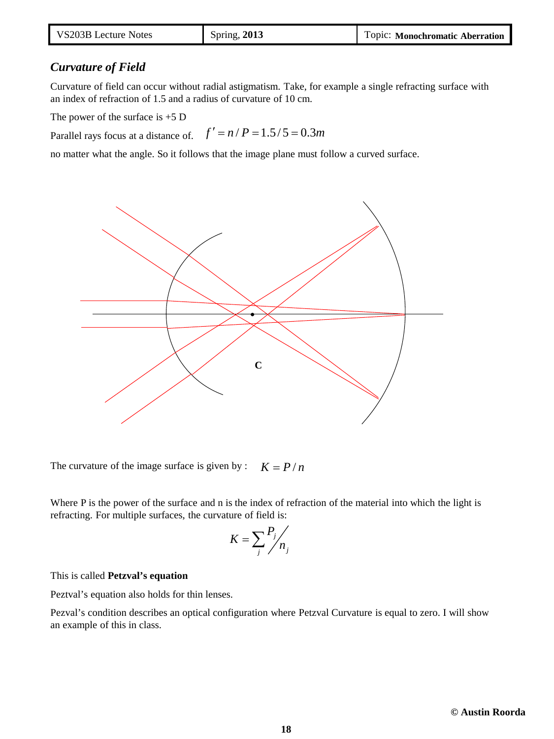## *Curvature of Field*

Curvature of field can occur without radial astigmatism. Take, for example a single refracting surface with an index of refraction of 1.5 and a radius of curvature of 10 cm.

The power of the surface is +5 D

Parallel rays focus at a distance of. $f' = n / P = 1.5/5 = 0.3m$

no matter what the angle. So it follows that the image plane must follow a curved surface.

The curvature of the image surface is given by : $K = P / n$

Where P is the power of the surface and n is the index of refraction of the material into which the light is refracting. For multiple surfaces, the curvature of field is:

$$K = \sum_j P_j / n_j$$

This is called **Petzval's equation**

Peztval's equation also holds for thin lenses.

Pezval's condition describes an optical configuration where Petzval Curvature is equal to zero. I will show an example of this in class.

**© Austin Roorda**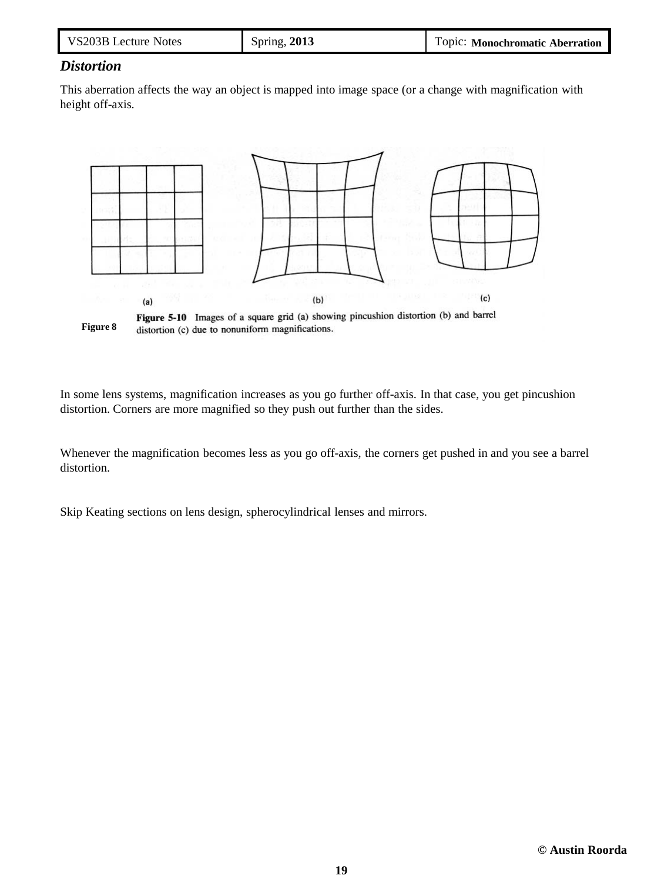### *Distortion*

This aberration affects the way an object is mapped into image space (or a change with magnification with height off-axis.

(a) (b) (c)

**Figure 5-10** Images of a square grid (a) showing pincushion distortion (b) and barrel distortion (c) due to nonuniform magnifications.

**Figure 8**

In some lens systems, magnification increases as you go further off-axis. In that case, you get pincushion distortion. Corners are more magnified so they push out further than the sides.

Whenever the magnification becomes less as you go off-axis, the corners get pushed in and you see a barrel distortion.

Skip Keating sections on lens design, spherocylindrical lenses and mirrors.

**© Austin Roorda**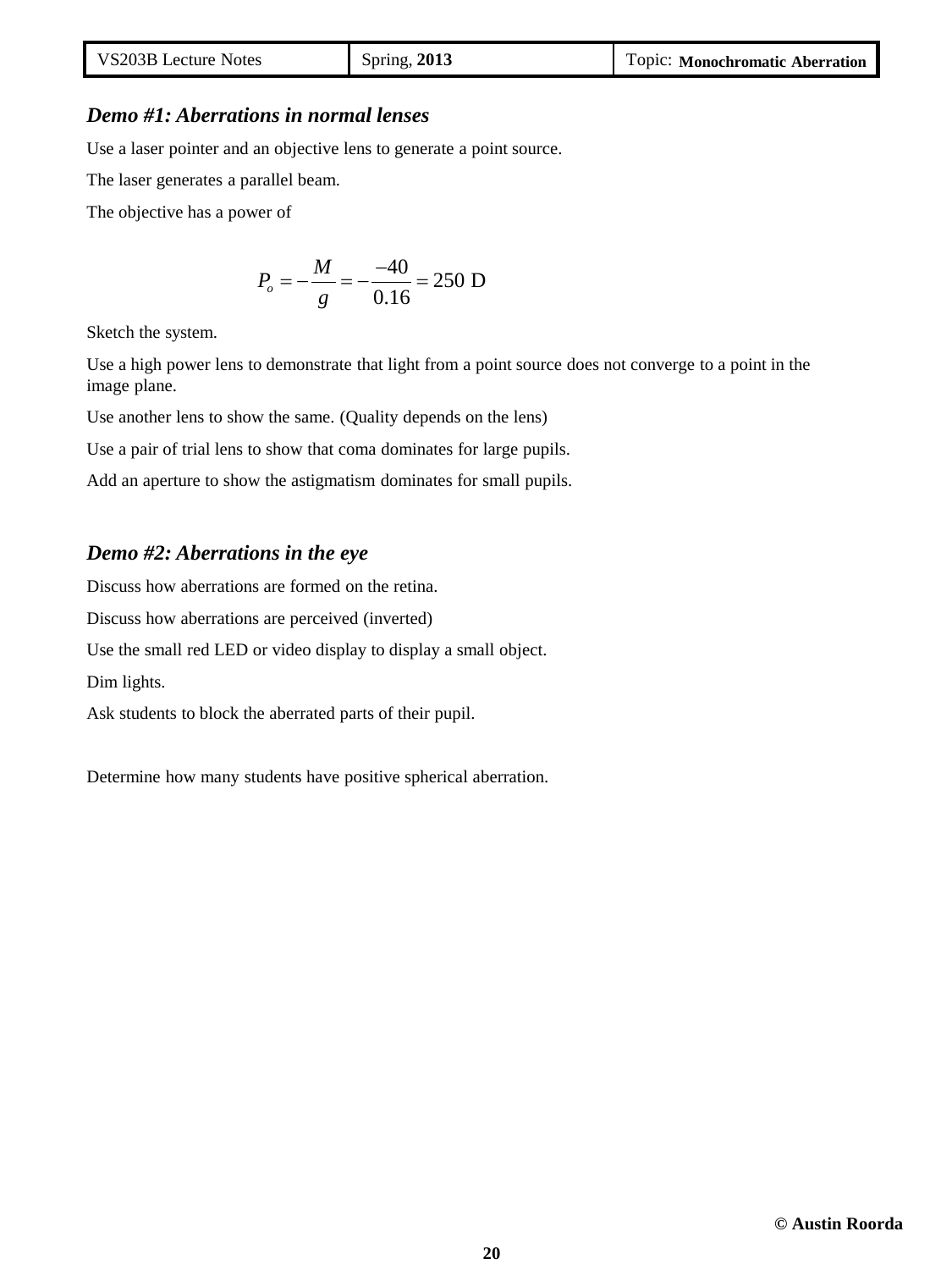### *Demo #1: Aberrations in normal lenses*

Use a laser pointer and an objective lens to generate a point source.

The laser generates a parallel beam.

The objective has a power of

$$P_o = -\frac{M}{g} = -\frac{-40}{0.16} = 250 \text{ D}$$

Sketch the system.

Use a high power lens to demonstrate that light from a point source does not converge to a point in the image plane.

Use another lens to show the same. (Quality depends on the lens)

Use a pair of trial lens to show that coma dominates for large pupils.

Add an aperture to show the astigmatism dominates for small pupils.

### *Demo #2: Aberrations in the eye*

Discuss how aberrations are formed on the retina.

Discuss how aberrations are perceived (inverted)

Use the small red LED or video display to display a small object.

Dim lights.

Ask students to block the aberrated parts of their pupil.

Determine how many students have positive spherical aberration.